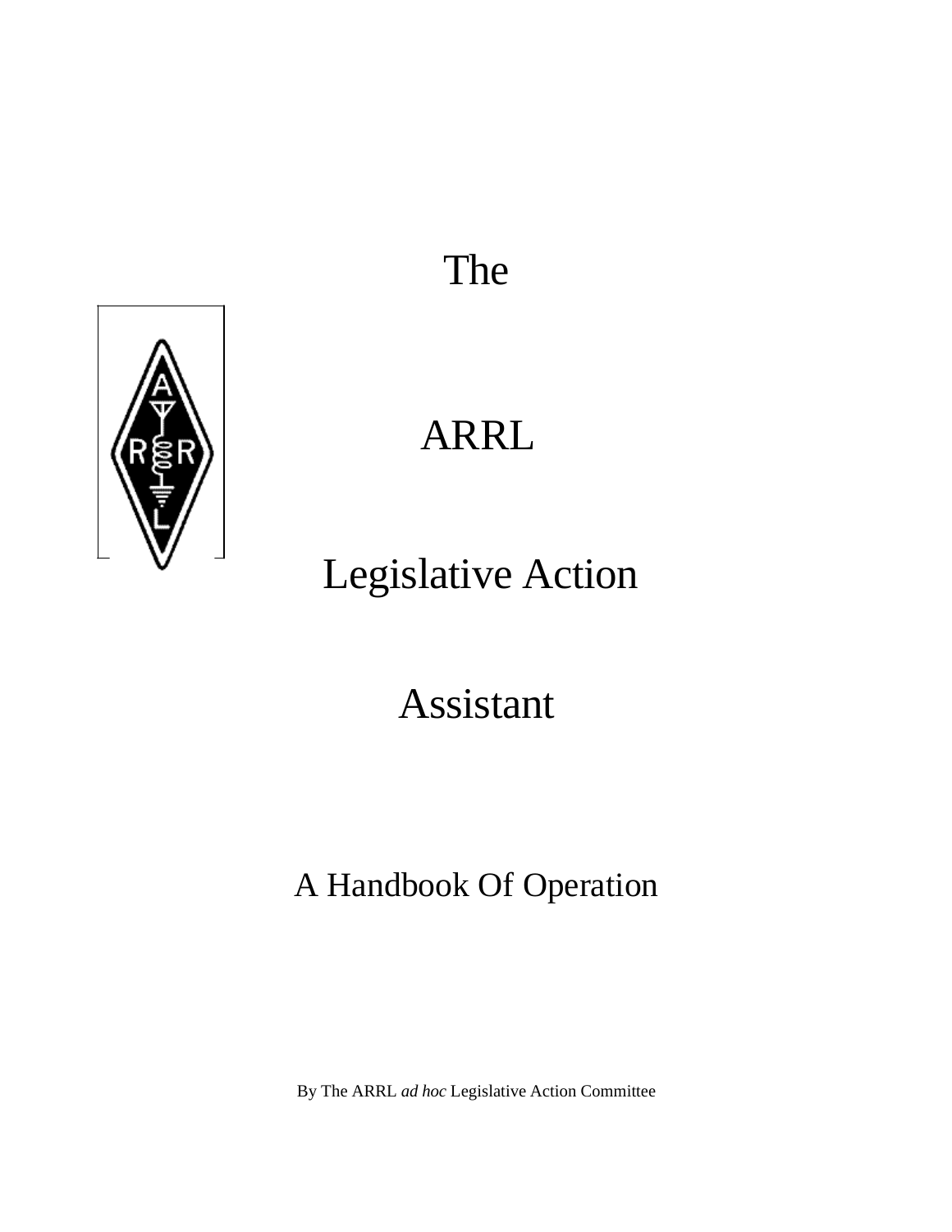# The

# ARRL

# Legislative Action

# Assistant

## A Handbook Of Operation

By The ARRL *ad hoc* Legislative Action Committee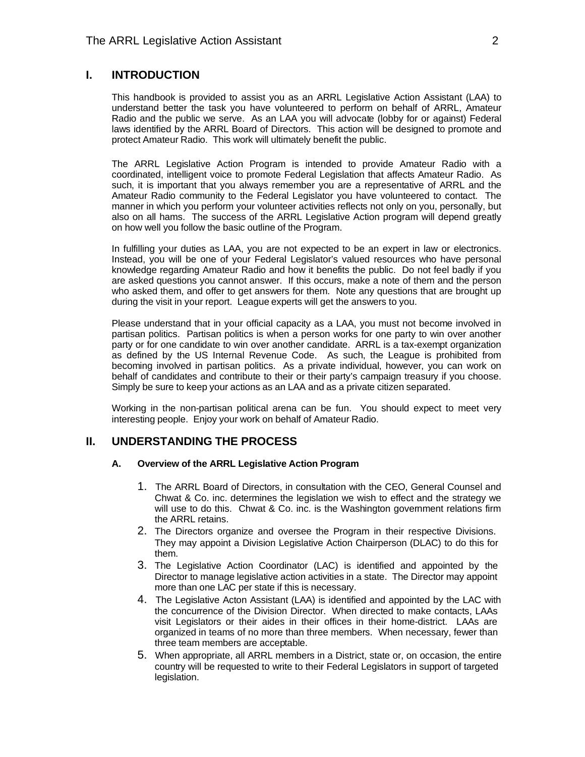## I. INTRODUCTION

This handbook is provided to assist you as an ARRL Legislative Action Assistant (LAA) to understand better the task you have volunteered to perform on behalf of ARRL, Amateur Radio and the public we serve. As an LAA you will advocate (lobby for or against) Federal laws identified by the ARRL Board of Directors. This action will be designed to promote and protect Amateur Radio. This work will ultimately benefit the public.

The ARRL Legislative Action Program is intended to provide Amateur Radio with a coordinated, intelligent voice to promote Federal Legislation that affects Amateur Radio. As such, it is important that you always remember you are a representative of ARRL and the Amateur Radio community to the Federal Legislator you have volunteered to contact. The manner in which you perform your volunteer activities reflects not only on you, personally, but also on all hams. The success of the ARRL Legislative Action program will depend greatly on how well you follow the basic outline of the Program.

In fulfilling your duties as LAA, you are not expected to be an expert in law or electronics. Instead, you will be one of your Federal Legislator's valued resources who have personal knowledge regarding Amateur Radio and how it benefits the public. Do not feel badly if you are asked questions you cannot answer. If this occurs, make a note of them and the person who asked them, and offer to get answers for them. Note any questions that are brought up during the visit in your report. League experts will get the answers to you.

Please understand that in your official capacity as a LAA, you must not become involved in partisan politics. Partisan politics is when a person works for one party to win over another party or for one candidate to win over another candidate. ARRL is a tax-exempt organization as defined by the US Internal Revenue Code. As such, the League is prohibited from becoming involved in partisan politics. As a private individual, however, you can work on behalf of candidates and contribute to their or their party's campaign treasury if you choose. Simply be sure to keep your actions as an LAA and as a private citizen separated.

Working in the non-partisan political arena can be fun. You should expect to meet very interesting people. Enjoy your work on behalf of Amateur Radio.

## II. UNDERSTANDING THE PROCESS

### A. Overview of the ARRL Legislative Action Program

1. The ARRL Board of Directors, in consultation with the CEO, General Counsel and Chwat & Co. inc. determines the legislation we wish to effect and the strategy we will use to do this. Chwat & Co. inc. is the Washington government relations firm the ARRL retains.
2. The Directors organize and oversee the Program in their respective Divisions. They may appoint a Division Legislative Action Chairperson (DLAC) to do this for them.
3. The Legislative Action Coordinator (LAC) is identified and appointed by the Director to manage legislative action activities in a state. The Director may appoint more than one LAC per state if this is necessary.
4. The Legislative Acton Assistant (LAA) is identified and appointed by the LAC with the concurrence of the Division Director. When directed to make contacts, LAAs visit Legislators or their aides in their offices in their home-district. LAAs are organized in teams of no more than three members. When necessary, fewer than three team members are acceptable.
5. When appropriate, all ARRL members in a District, state or, on occasion, the entire country will be requested to write to their Federal Legislators in support of targeted legislation.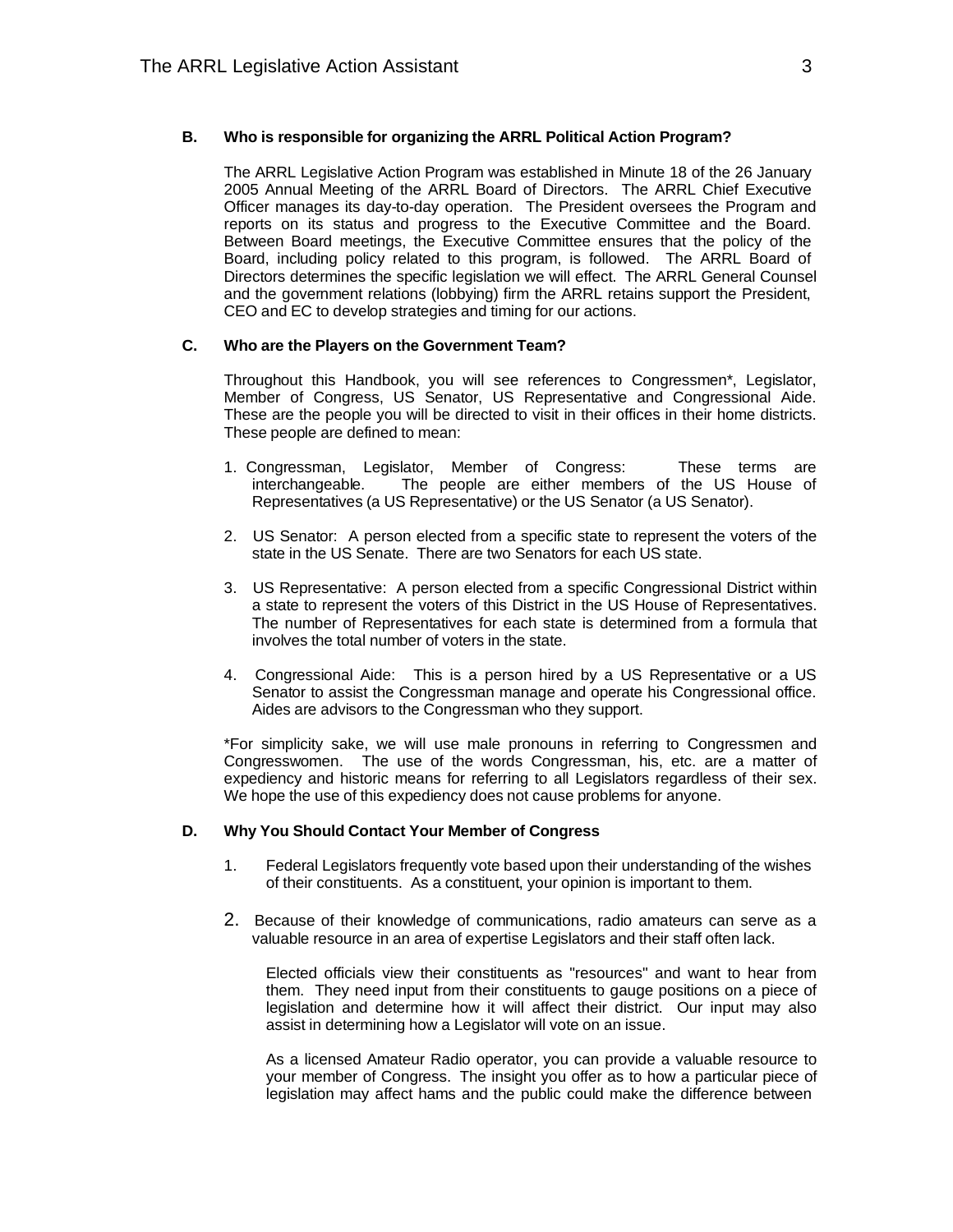### B. Who is responsible for organizing the ARRL Political Action Program?

The ARRL Legislative Action Program was established in Minute 18 of the 26 January 2005 Annual Meeting of the ARRL Board of Directors. The ARRL Chief Executive Officer manages its day-to-day operation. The President oversees the Program and reports on its status and progress to the Executive Committee and the Board. Between Board meetings, the Executive Committee ensures that the policy of the Board, including policy related to this program, is followed. The ARRL Board of Directors determines the specific legislation we will effect. The ARRL General Counsel and the government relations (lobbying) firm the ARRL retains support the President, CEO and EC to develop strategies and timing for our actions.

### C. Who are the Players on the Government Team?

Throughout this Handbook, you will see references to Congressmen*, Legislator, Member of Congress, US Senator, US Representative and Congressional Aide. These are the people you will be directed to visit in their offices in their home districts. These people are defined to mean:

1. Congressman, Legislator, Member of Congress: These terms are interchangeable. The people are either members of the US House of Representatives (a US Representative) or the US Senator (a US Senator).

2. US Senator: A person elected from a specific state to represent the voters of the state in the US Senate. There are two Senators for each US state.

3. US Representative: A person elected from a specific Congressional District within a state to represent the voters of this District in the US House of Representatives. The number of Representatives for each state is determined from a formula that involves the total number of voters in the state.

4. Congressional Aide: This is a person hired by a US Representative or a US Senator to assist the Congressman manage and operate his Congressional office. Aides are advisors to the Congressman who they support.

*For simplicity sake, we will use male pronouns in referring to Congressmen and Congresswomen. The use of the words Congressman, his, etc. are a matter of expediency and historic means for referring to all Legislators regardless of their sex. We hope the use of this expediency does not cause problems for anyone.

### D. Why You Should Contact Your Member of Congress

1. Federal Legislators frequently vote based upon their understanding of the wishes of their constituents. As a constituent, your opinion is important to them.

2. Because of their knowledge of communications, radio amateurs can serve as a valuable resource in an area of expertise Legislators and their staff often lack.

   Elected officials view their constituents as "resources" and want to hear from them. They need input from their constituents to gauge positions on a piece of legislation and determine how it will affect their district. Our input may also assist in determining how a Legislator will vote on an issue.

   As a licensed Amateur Radio operator, you can provide a valuable resource to your member of Congress. The insight you offer as to how a particular piece of legislation may affect hams and the public could make the difference between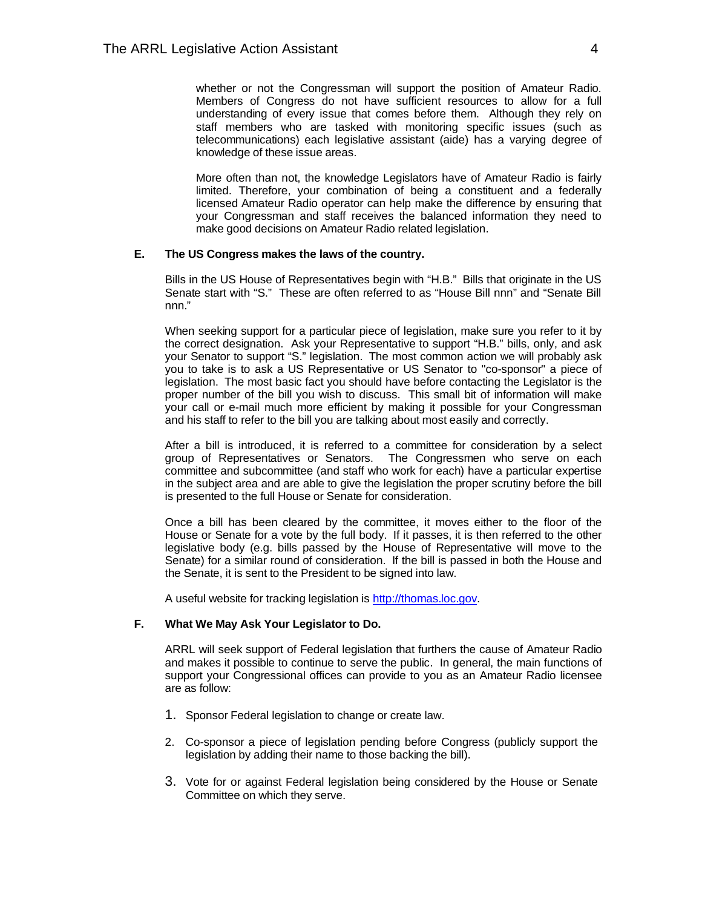whether or not the Congressman will support the position of Amateur Radio. Members of Congress do not have sufficient resources to allow for a full understanding of every issue that comes before them. Although they rely on staff members who are tasked with monitoring specific issues (such as telecommunications) each legislative assistant (aide) has a varying degree of knowledge of these issue areas.

More often than not, the knowledge Legislators have of Amateur Radio is fairly limited. Therefore, your combination of being a constituent and a federally licensed Amateur Radio operator can help make the difference by ensuring that your Congressman and staff receives the balanced information they need to make good decisions on Amateur Radio related legislation.

### E. The US Congress makes the laws of the country.

Bills in the US House of Representatives begin with "H.B." Bills that originate in the US Senate start with "S." These are often referred to as "House Bill nnn" and "Senate Bill nnn."

When seeking support for a particular piece of legislation, make sure you refer to it by the correct designation. Ask your Representative to support "H.B." bills, only, and ask your Senator to support "S." legislation. The most common action we will probably ask you to take is to ask a US Representative or US Senator to "co-sponsor" a piece of legislation. The most basic fact you should have before contacting the Legislator is the proper number of the bill you wish to discuss. This small bit of information will make your call or e-mail much more efficient by making it possible for your Congressman and his staff to refer to the bill you are talking about most easily and correctly.

After a bill is introduced, it is referred to a committee for consideration by a select group of Representatives or Senators. The Congressmen who serve on each committee and subcommittee (and staff who work for each) have a particular expertise in the subject area and are able to give the legislation the proper scrutiny before the bill is presented to the full House or Senate for consideration.

Once a bill has been cleared by the committee, it moves either to the floor of the House or Senate for a vote by the full body. If it passes, it is then referred to the other legislative body (e.g. bills passed by the House of Representative will move to the Senate) for a similar round of consideration. If the bill is passed in both the House and the Senate, it is sent to the President to be signed into law.

A useful website for tracking legislation is [http://thomas.loc.gov](http://thomas.loc.gov).

### F. What We May Ask Your Legislator to Do.

ARRL will seek support of Federal legislation that furthers the cause of Amateur Radio and makes it possible to continue to serve the public. In general, the main functions of support your Congressional offices can provide to you as an Amateur Radio licensee are as follow:

1. Sponsor Federal legislation to change or create law.

2. Co-sponsor a piece of legislation pending before Congress (publicly support the legislation by adding their name to those backing the bill).

3. Vote for or against Federal legislation being considered by the House or Senate Committee on which they serve.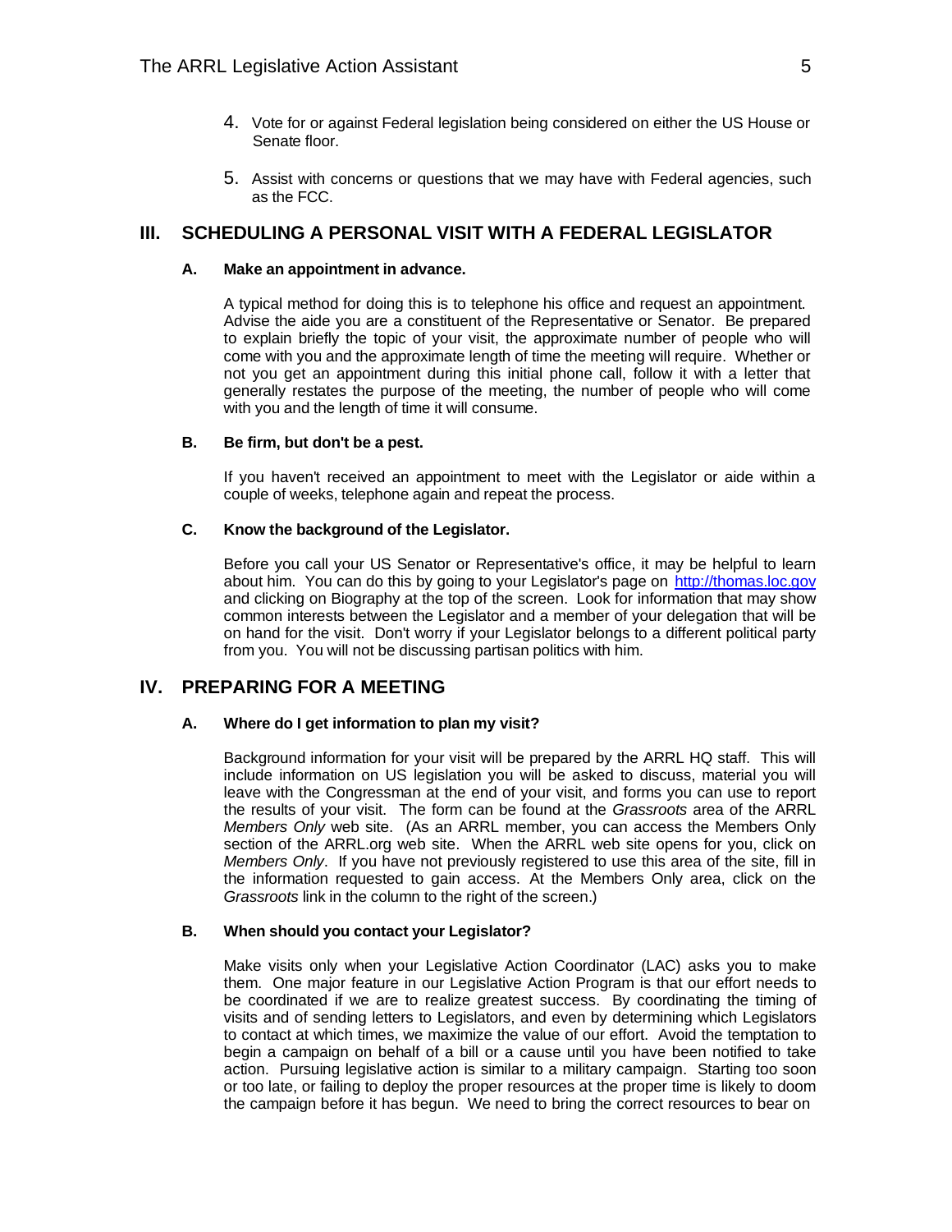4. Vote for or against Federal legislation being considered on either the US House or Senate floor.

5. Assist with concerns or questions that we may have with Federal agencies, such as the FCC.

## III. SCHEDULING A PERSONAL VISIT WITH A FEDERAL LEGISLATOR

### A. Make an appointment in advance.

A typical method for doing this is to telephone his office and request an appointment. Advise the aide you are a constituent of the Representative or Senator. Be prepared to explain briefly the topic of your visit, the approximate number of people who will come with you and the approximate length of time the meeting will require. Whether or not you get an appointment during this initial phone call, follow it with a letter that generally restates the purpose of the meeting, the number of people who will come with you and the length of time it will consume.

### B. Be firm, but don't be a pest.

If you haven't received an appointment to meet with the Legislator or aide within a couple of weeks, telephone again and repeat the process.

### C. Know the background of the Legislator.

Before you call your US Senator or Representative's office, it may be helpful to learn about him. You can do this by going to your Legislator's page on [http://thomas.loc.gov](http://thomas.loc.gov) and clicking on Biography at the top of the screen. Look for information that may show common interests between the Legislator and a member of your delegation that will be on hand for the visit. Don't worry if your Legislator belongs to a different political party from you. You will not be discussing partisan politics with him.

## IV. PREPARING FOR A MEETING

### A. Where do I get information to plan my visit?

Background information for your visit will be prepared by the ARRL HQ staff. This will include information on US legislation you will be asked to discuss, material you will leave with the Congressman at the end of your visit, and forms you can use to report the results of your visit. The form can be found at the *Grassroots* area of the ARRL *Members Only* web site. (As an ARRL member, you can access the Members Only section of the ARRL.org web site. When the ARRL web site opens for you, click on *Members Only*. If you have not previously registered to use this area of the site, fill in the information requested to gain access. At the Members Only area, click on the *Grassroots* link in the column to the right of the screen.)

### B. When should you contact your Legislator?

Make visits only when your Legislative Action Coordinator (LAC) asks you to make them. One major feature in our Legislative Action Program is that our effort needs to be coordinated if we are to realize greatest success. By coordinating the timing of visits and of sending letters to Legislators, and even by determining which Legislators to contact at which times, we maximize the value of our effort. Avoid the temptation to begin a campaign on behalf of a bill or a cause until you have been notified to take action. Pursuing legislative action is similar to a military campaign. Starting too soon or too late, or failing to deploy the proper resources at the proper time is likely to doom the campaign before it has begun. We need to bring the correct resources to bear on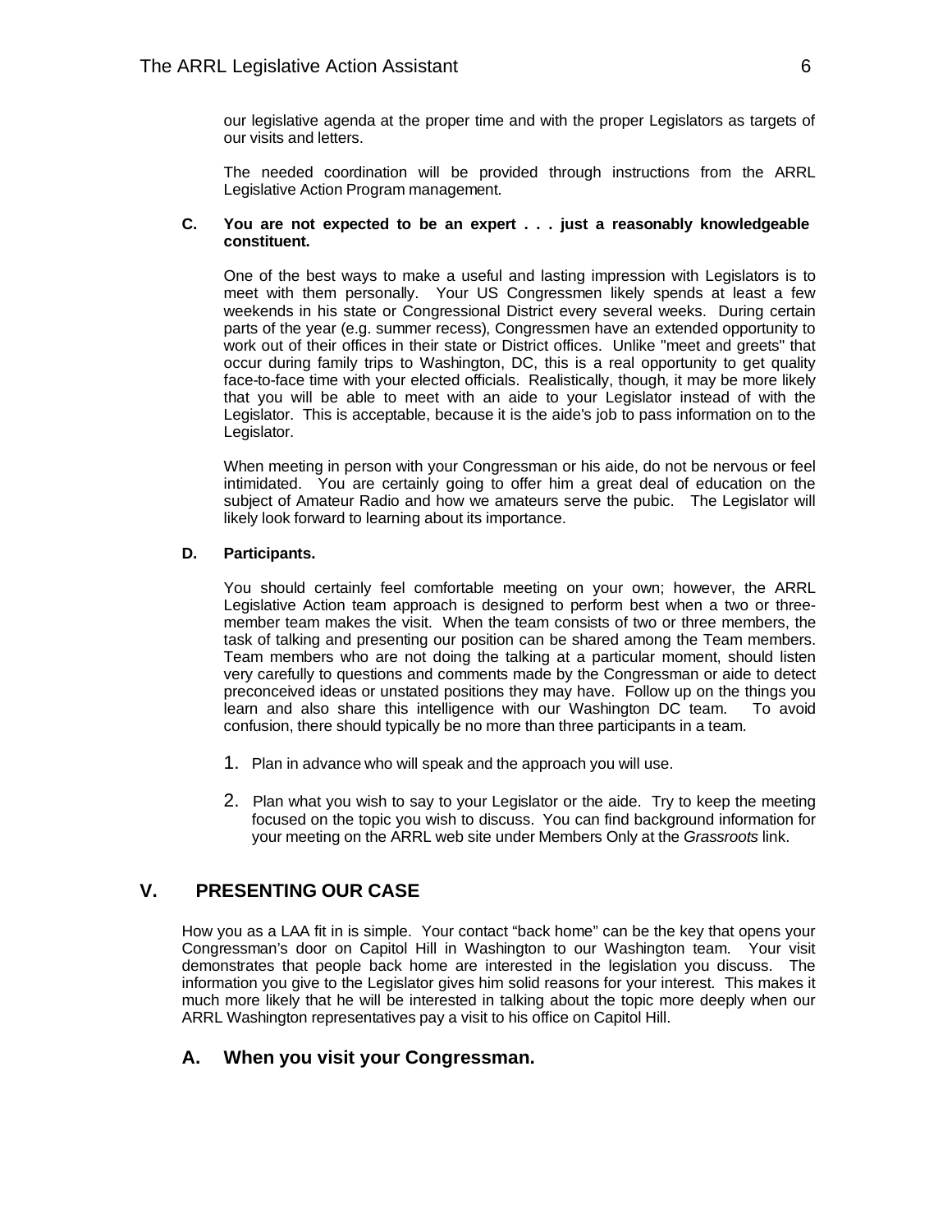our legislative agenda at the proper time and with the proper Legislators as targets of our visits and letters.

The needed coordination will be provided through instructions from the ARRL Legislative Action Program management.

**C. You are not expected to be an expert . . . just a reasonably knowledgeable constituent.**

One of the best ways to make a useful and lasting impression with Legislators is to meet with them personally. Your US Congressmen likely spends at least a few weekends in his state or Congressional District every several weeks. During certain parts of the year (e.g. summer recess), Congressmen have an extended opportunity to work out of their offices in their state or District offices. Unlike "meet and greets" that occur during family trips to Washington, DC, this is a real opportunity to get quality face-to-face time with your elected officials. Realistically, though, it may be more likely that you will be able to meet with an aide to your Legislator instead of with the Legislator. This is acceptable, because it is the aide's job to pass information on to the Legislator.

When meeting in person with your Congressman or his aide, do not be nervous or feel intimidated. You are certainly going to offer him a great deal of education on the subject of Amateur Radio and how we amateurs serve the pubic. The Legislator will likely look forward to learning about its importance.

**D. Participants.**

You should certainly feel comfortable meeting on your own; however, the ARRL Legislative Action team approach is designed to perform best when a two or three-member team makes the visit. When the team consists of two or three members, the task of talking and presenting our position can be shared among the Team members. Team members who are not doing the talking at a particular moment, should listen very carefully to questions and comments made by the Congressman or aide to detect preconceived ideas or unstated positions they may have. Follow up on the things you learn and also share this intelligence with our Washington DC team. To avoid confusion, there should typically be no more than three participants in a team.

1. Plan in advance who will speak and the approach you will use.

2. Plan what you wish to say to your Legislator or the aide. Try to keep the meeting focused on the topic you wish to discuss. You can find background information for your meeting on the ARRL web site under Members Only at the *Grassroots* link.

## V. PRESENTING OUR CASE

How you as a LAA fit in is simple. Your contact “back home” can be the key that opens your Congressman’s door on Capitol Hill in Washington to our Washington team. Your visit demonstrates that people back home are interested in the legislation you discuss. The information you give to the Legislator gives him solid reasons for your interest. This makes it much more likely that he will be interested in talking about the topic more deeply when our ARRL Washington representatives pay a visit to his office on Capitol Hill.

### A. When you visit your Congressman.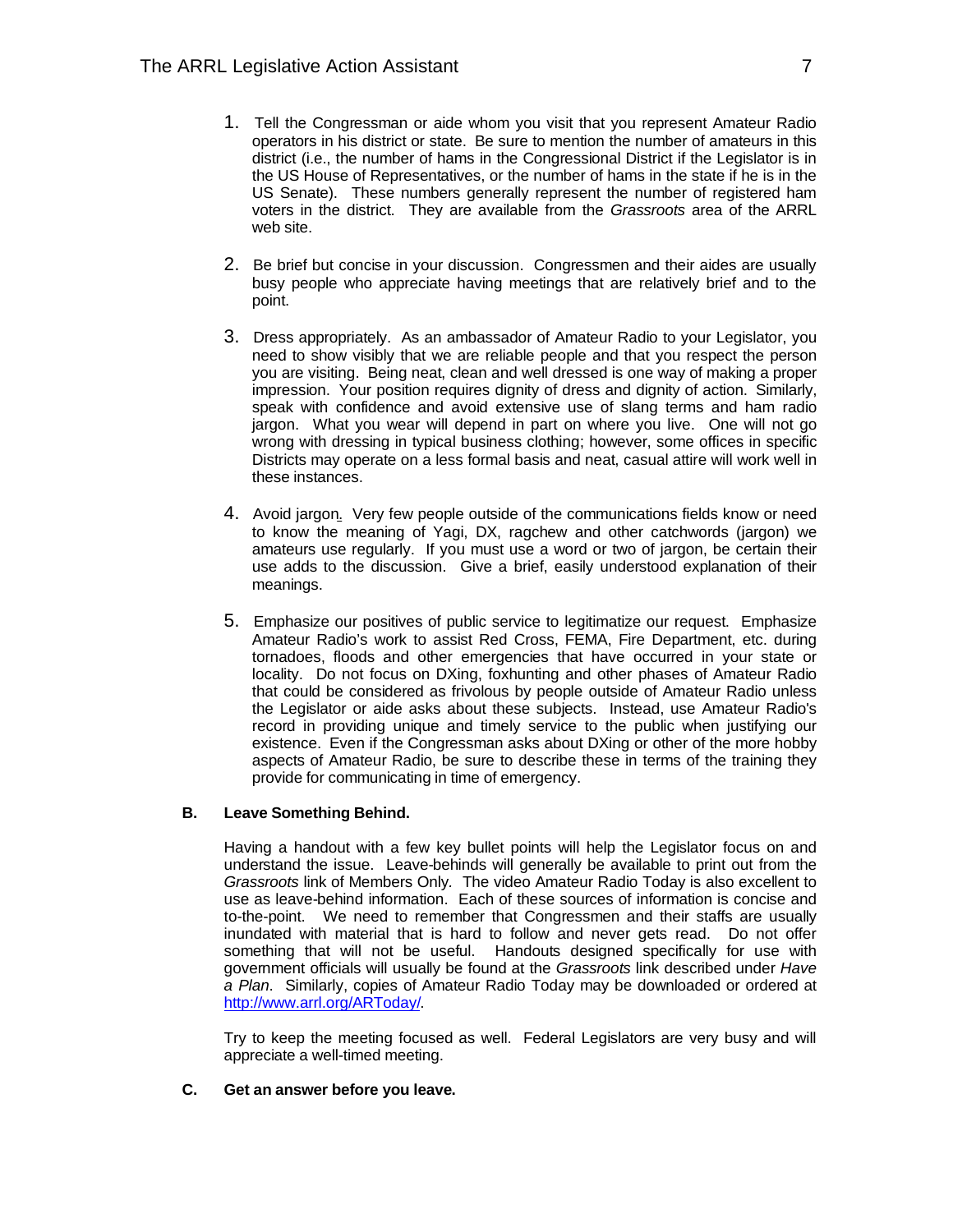1. Tell the Congressman or aide whom you visit that you represent Amateur Radio operators in his district or state. Be sure to mention the number of amateurs in this district (i.e., the number of hams in the Congressional District if the Legislator is in the US House of Representatives, or the number of hams in the state if he is in the US Senate). These numbers generally represent the number of registered ham voters in the district. They are available from the *Grassroots* area of the ARRL web site.

2. Be brief but concise in your discussion. Congressmen and their aides are usually busy people who appreciate having meetings that are relatively brief and to the point.

3. Dress appropriately. As an ambassador of Amateur Radio to your Legislator, you need to show visibly that we are reliable people and that you respect the person you are visiting. Being neat, clean and well dressed is one way of making a proper impression. Your position requires dignity of dress and dignity of action. Similarly, speak with confidence and avoid extensive use of slang terms and ham radio jargon. What you wear will depend in part on where you live. One will not go wrong with dressing in typical business clothing; however, some offices in specific Districts may operate on a less formal basis and neat, casual attire will work well in these instances.

4. Avoid jargon. Very few people outside of the communications fields know or need to know the meaning of Yagi, DX, ragchew and other catchwords (jargon) we amateurs use regularly. If you must use a word or two of jargon, be certain their use adds to the discussion. Give a brief, easily understood explanation of their meanings.

5. Emphasize our positives of public service to legitimatize our request. Emphasize Amateur Radio's work to assist Red Cross, FEMA, Fire Department, etc. during tornadoes, floods and other emergencies that have occurred in your state or locality. Do not focus on DXing, foxhunting and other phases of Amateur Radio that could be considered as frivolous by people outside of Amateur Radio unless the Legislator or aide asks about these subjects. Instead, use Amateur Radio's record in providing unique and timely service to the public when justifying our existence. Even if the Congressman asks about DXing or other of the more hobby aspects of Amateur Radio, be sure to describe these in terms of the training they provide for communicating in time of emergency.

**B. Leave Something Behind.**

Having a handout with a few key bullet points will help the Legislator focus on and understand the issue. Leave-behinds will generally be available to print out from the *Grassroots* link of Members Only. The video Amateur Radio Today is also excellent to use as leave-behind information. Each of these sources of information is concise and to-the-point. We need to remember that Congressmen and their staffs are usually inundated with material that is hard to follow and never gets read. Do not offer something that will not be useful. Handouts designed specifically for use with government officials will usually be found at the *Grassroots* link described under *Have a Plan*. Similarly, copies of Amateur Radio Today may be downloaded or ordered at http://www.arrl.org/ARToday/.

Try to keep the meeting focused as well. Federal Legislators are very busy and will appreciate a well-timed meeting.

**C. Get an answer before you leave.**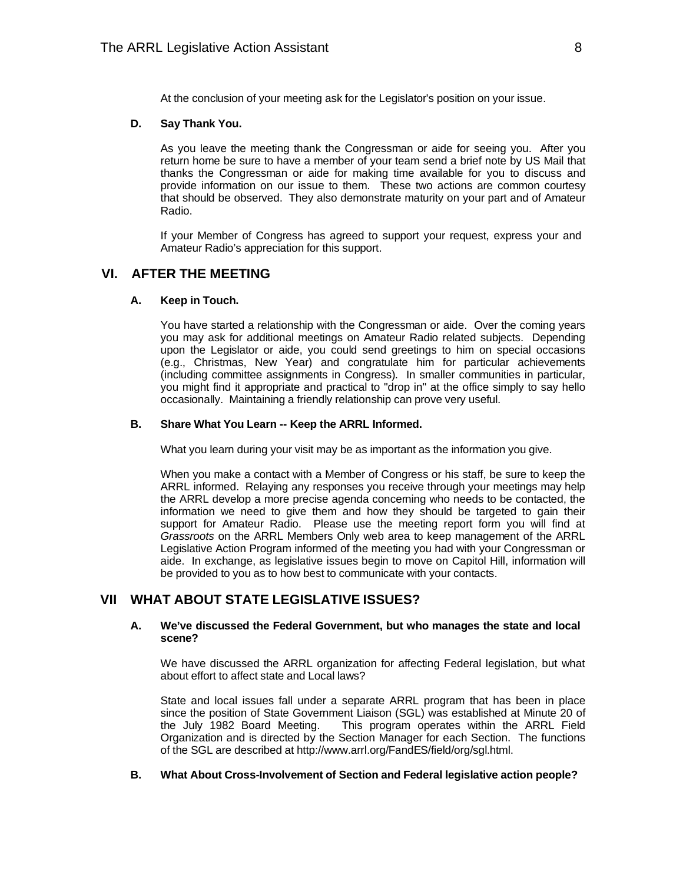At the conclusion of your meeting ask for the Legislator's position on your issue.

### D. Say Thank You.

As you leave the meeting thank the Congressman or aide for seeing you. After you return home be sure to have a member of your team send a brief note by US Mail that thanks the Congressman or aide for making time available for you to discuss and provide information on our issue to them. These two actions are common courtesy that should be observed. They also demonstrate maturity on your part and of Amateur Radio.

If your Member of Congress has agreed to support your request, express your and Amateur Radio's appreciation for this support.

## VI. AFTER THE MEETING

### A. Keep in Touch.

You have started a relationship with the Congressman or aide. Over the coming years you may ask for additional meetings on Amateur Radio related subjects. Depending upon the Legislator or aide, you could send greetings to him on special occasions (e.g., Christmas, New Year) and congratulate him for particular achievements (including committee assignments in Congress). In smaller communities in particular, you might find it appropriate and practical to "drop in" at the office simply to say hello occasionally. Maintaining a friendly relationship can prove very useful.

### B. Share What You Learn -- Keep the ARRL Informed.

What you learn during your visit may be as important as the information you give.

When you make a contact with a Member of Congress or his staff, be sure to keep the ARRL informed. Relaying any responses you receive through your meetings may help the ARRL develop a more precise agenda concerning who needs to be contacted, the information we need to give them and how they should be targeted to gain their support for Amateur Radio. Please use the meeting report form you will find at *Grassroots* on the ARRL Members Only web area to keep management of the ARRL Legislative Action Program informed of the meeting you had with your Congressman or aide. In exchange, as legislative issues begin to move on Capitol Hill, information will be provided to you as to how best to communicate with your contacts.

## VII WHAT ABOUT STATE LEGISLATIVE ISSUES?

### A. We've discussed the Federal Government, but who manages the state and local scene?

We have discussed the ARRL organization for affecting Federal legislation, but what about effort to affect state and Local laws?

State and local issues fall under a separate ARRL program that has been in place since the position of State Government Liaison (SGL) was established at Minute 20 of the July 1982 Board Meeting. This program operates within the ARRL Field Organization and is directed by the Section Manager for each Section. The functions of the SGL are described at http://www.arrl.org/FandES/field/org/sgl.html.

### B. What About Cross-Involvement of Section and Federal legislative action people?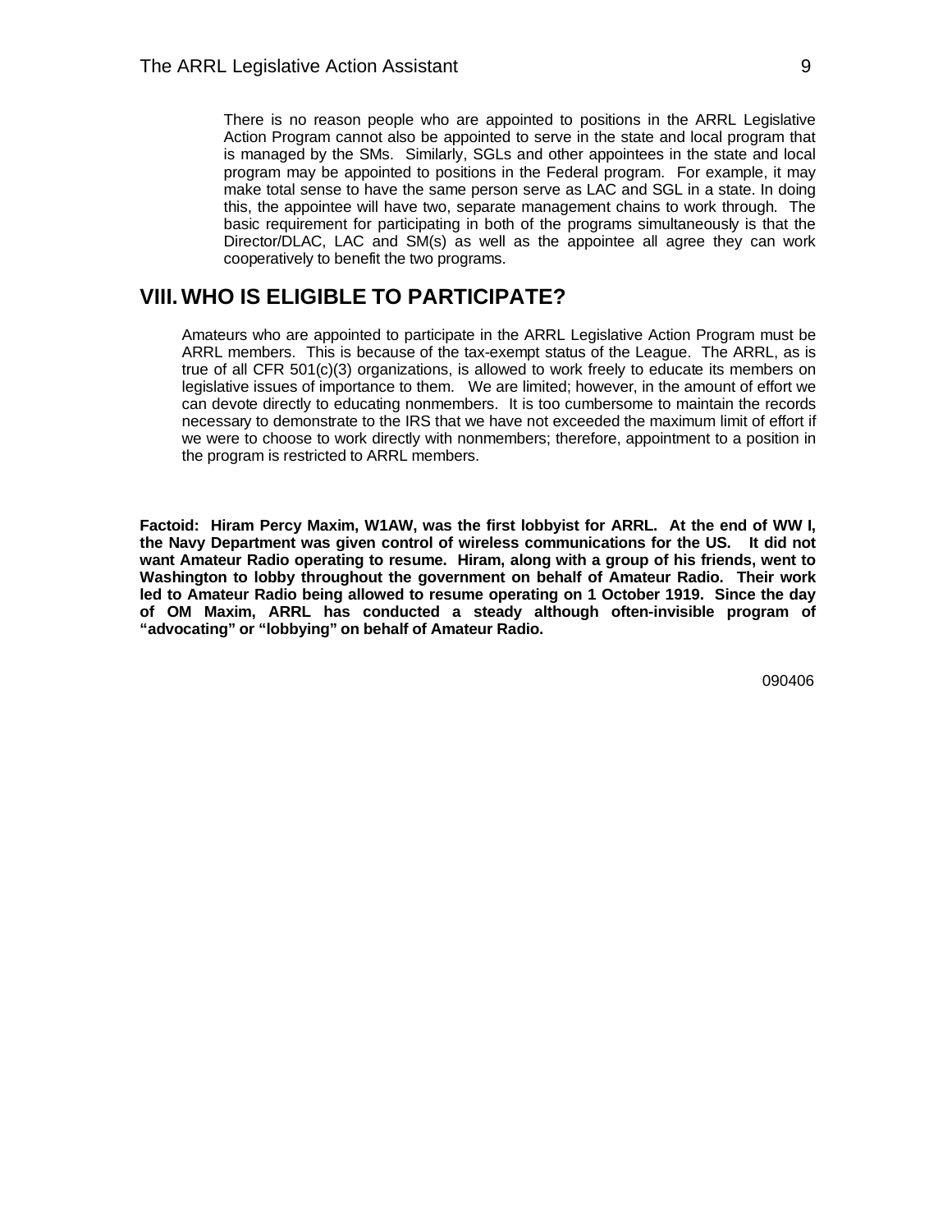There is no reason people who are appointed to positions in the ARRL Legislative Action Program cannot also be appointed to serve in the state and local program that is managed by the SMs. Similarly, SGLs and other appointees in the state and local program may be appointed to positions in the Federal program. For example, it may make total sense to have the same person serve as LAC and SGL in a state. In doing this, the appointee will have two, separate management chains to work through. The basic requirement for participating in both of the programs simultaneously is that the Director/DLAC, LAC and SM(s) as well as the appointee all agree they can work cooperatively to benefit the two programs.

## VIII. WHO IS ELIGIBLE TO PARTICIPATE?

Amateurs who are appointed to participate in the ARRL Legislative Action Program must be ARRL members. This is because of the tax-exempt status of the League. The ARRL, as is true of all CFR 501(c)(3) organizations, is allowed to work freely to educate its members on legislative issues of importance to them. We are limited; however, in the amount of effort we can devote directly to educating nonmembers. It is too cumbersome to maintain the records necessary to demonstrate to the IRS that we have not exceeded the maximum limit of effort if we were to choose to work directly with nonmembers; therefore, appointment to a position in the program is restricted to ARRL members.

**Factoid: Hiram Percy Maxim, W1AW, was the first lobbyist for ARRL. At the end of WW I, the Navy Department was given control of wireless communications for the US. It did not want Amateur Radio operating to resume. Hiram, along with a group of his friends, went to Washington to lobby throughout the government on behalf of Amateur Radio. Their work led to Amateur Radio being allowed to resume operating on 1 October 1919. Since the day of OM Maxim, ARRL has conducted a steady although often-invisible program of "advocating" or "lobbying" on behalf of Amateur Radio.**

090406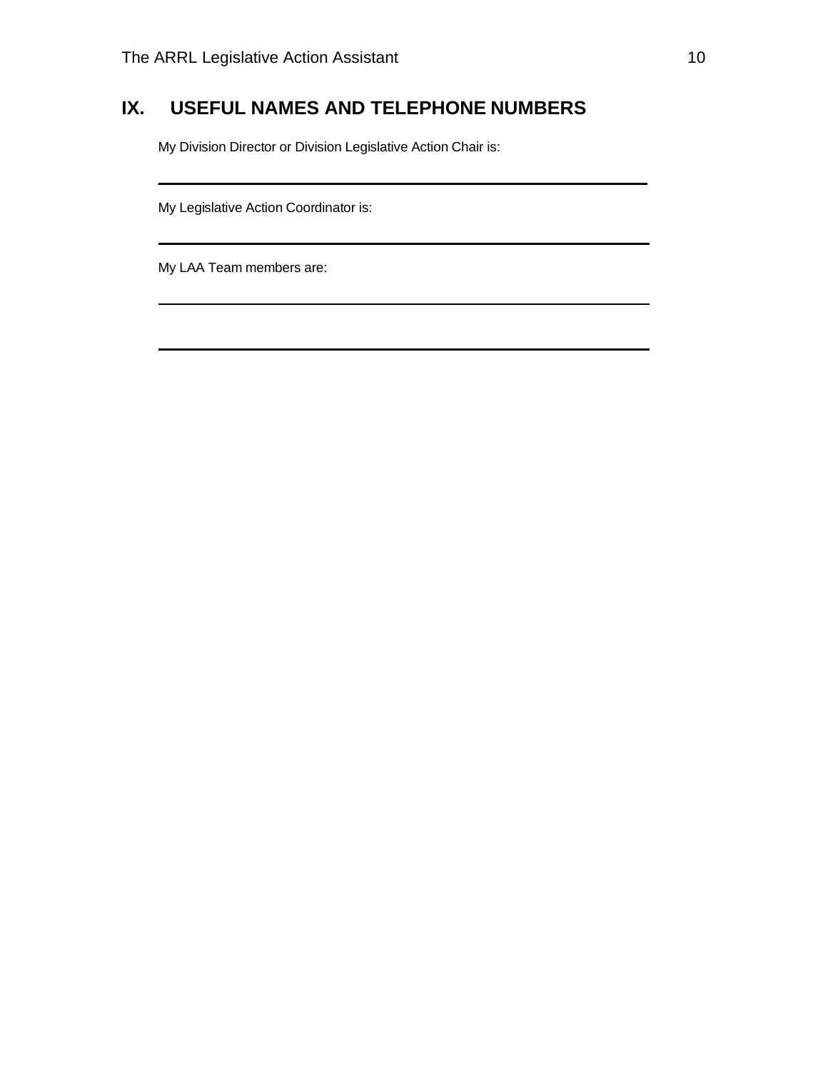## IX. USEFUL NAMES AND TELEPHONE NUMBERS

My Division Director or Division Legislative Action Chair is:

\_\_\_\_\_\_\_\_\_\_\_\_\_\_\_\_\_\_\_\_\_\_\_\_\_\_\_\_\_\_\_\_\_\_\_\_\_\_\_\_\_\_\_\_\_\_\_\_\_\_\_\_\_\_\_\_\_\_\_\_

My Legislative Action Coordinator is:

\_\_\_\_\_\_\_\_\_\_\_\_\_\_\_\_\_\_\_\_\_\_\_\_\_\_\_\_\_\_\_\_\_\_\_\_\_\_\_\_\_\_\_\_\_\_\_\_\_\_\_\_\_\_\_\_\_\_\_\_

My LAA Team members are:

\_\_\_\_\_\_\_\_\_\_\_\_\_\_\_\_\_\_\_\_\_\_\_\_\_\_\_\_\_\_\_\_\_\_\_\_\_\_\_\_\_\_\_\_\_\_\_\_\_\_\_\_\_\_\_\_\_\_\_\_

\_\_\_\_\_\_\_\_\_\_\_\_\_\_\_\_\_\_\_\_\_\_\_\_\_\_\_\_\_\_\_\_\_\_\_\_\_\_\_\_\_\_\_\_\_\_\_\_\_\_\_\_\_\_\_\_\_\_\_\_